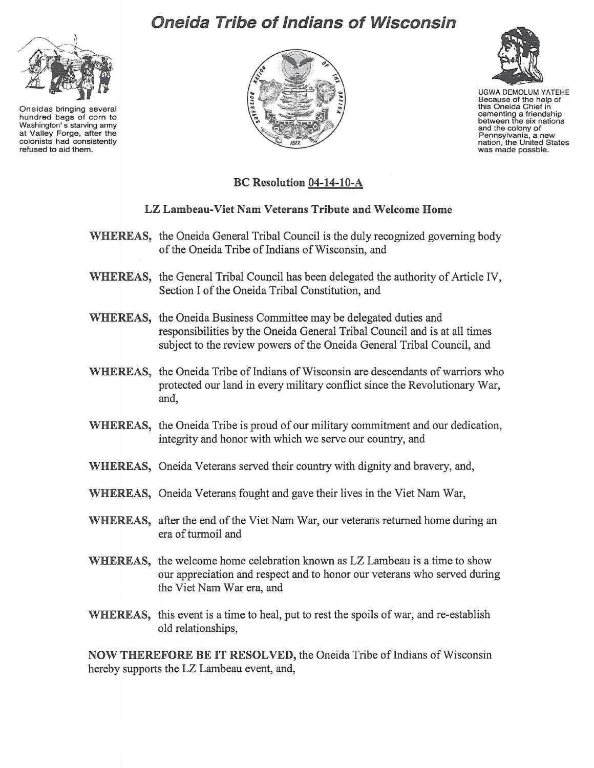# Oneida Tribe of Indians of Wisconsin

Oneidas bringing several hundred bags of corn to Washington's starving army at Valley Forge, after the colonists had consistently refused to aid them.

UGWA DEMOLUM YATEHE
Because of the help of this Oneida Chief in cementing a friendship between the six nations and the colony of Pennsylvania, a new nation, the United States was made possble.

## BC Resolution 04-14-10-A

### LZ Lambeau-Viet Nam Veterans Tribute and Welcome Home

**WHEREAS,** the Oneida General Tribal Council is the duly recognized governing body of the Oneida Tribe of Indians of Wisconsin, and

**WHEREAS,** the General Tribal Council has been delegated the authority of Article IV, Section I of the Oneida Tribal Constitution, and

**WHEREAS,** the Oneida Business Committee may be delegated duties and responsibilities by the Oneida General Tribal Council and is at all times subject to the review powers of the Oneida General Tribal Council, and

**WHEREAS,** the Oneida Tribe of Indians of Wisconsin are descendants of warriors who protected our land in every military conflict since the Revolutionary War, and,

**WHEREAS,** the Oneida Tribe is proud of our military commitment and our dedication, integrity and honor with which we serve our country, and

**WHEREAS,** Oneida Veterans served their country with dignity and bravery, and,

**WHEREAS,** Oneida Veterans fought and gave their lives in the Viet Nam War,

**WHEREAS,** after the end of the Viet Nam War, our veterans returned home during an era of turmoil and

**WHEREAS,** the welcome home celebration known as LZ Lambeau is a time to show our appreciation and respect and to honor our veterans who served during the Viet Nam War era, and

**WHEREAS,** this event is a time to heal, put to rest the spoils of war, and re-establish old relationships,

**NOW THEREFORE BE IT RESOLVED,** the Oneida Tribe of Indians of Wisconsin hereby supports the LZ Lambeau event, and,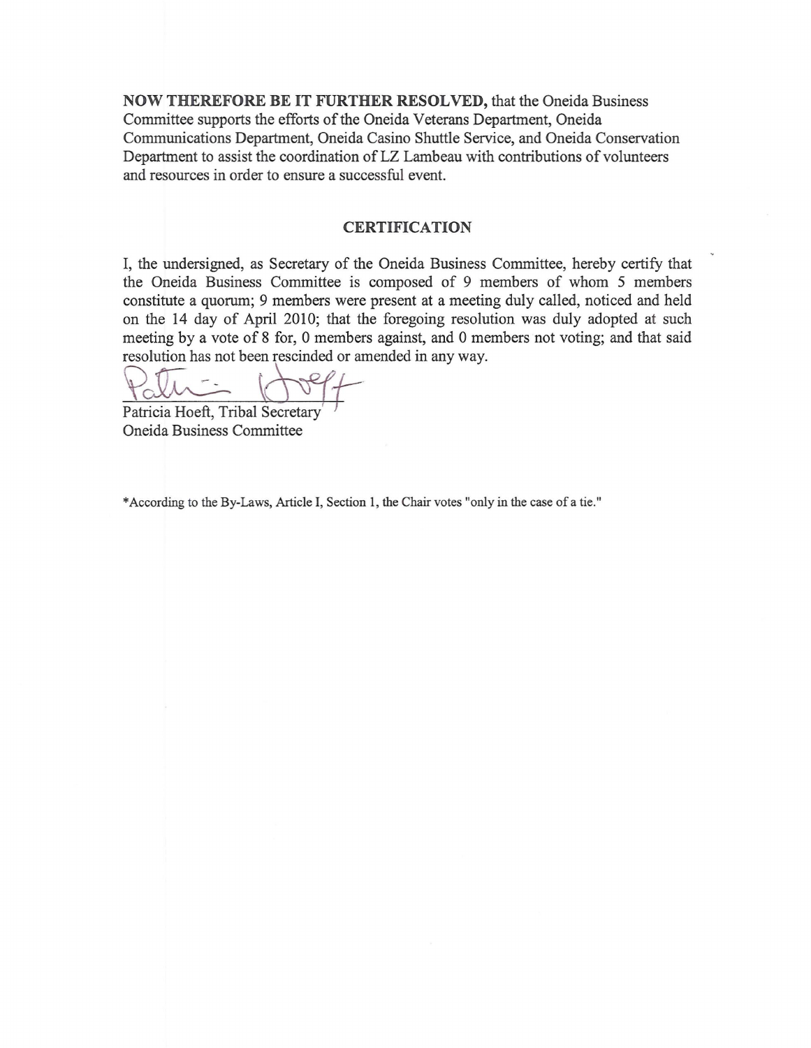**NOW THEREFORE BE IT FURTHER RESOLVED,** that the Oneida Business Committee supports the efforts of the Oneida Veterans Department, Oneida Communications Department, Oneida Casino Shuttle Service, and Oneida Conservation Department to assist the coordination of LZ Lambeau with contributions of volunteers and resources in order to ensure a successful event.

## CERTIFICATION

I, the undersigned, as Secretary of the Oneida Business Committee, hereby certify that the Oneida Business Committee is composed of 9 members of whom 5 members constitute a quorum; 9 members were present at a meeting duly called, noticed and held on the 14 day of April 2010; that the foregoing resolution was duly adopted at such meeting by a vote of 8 for, 0 members against, and 0 members not voting; and that said resolution has not been rescinded or amended in any way.

Patricia Hoeft, Tribal Secretary
Oneida Business Committee

*According to the By-Laws, Article I, Section 1, the Chair votes "only in the case of a tie."